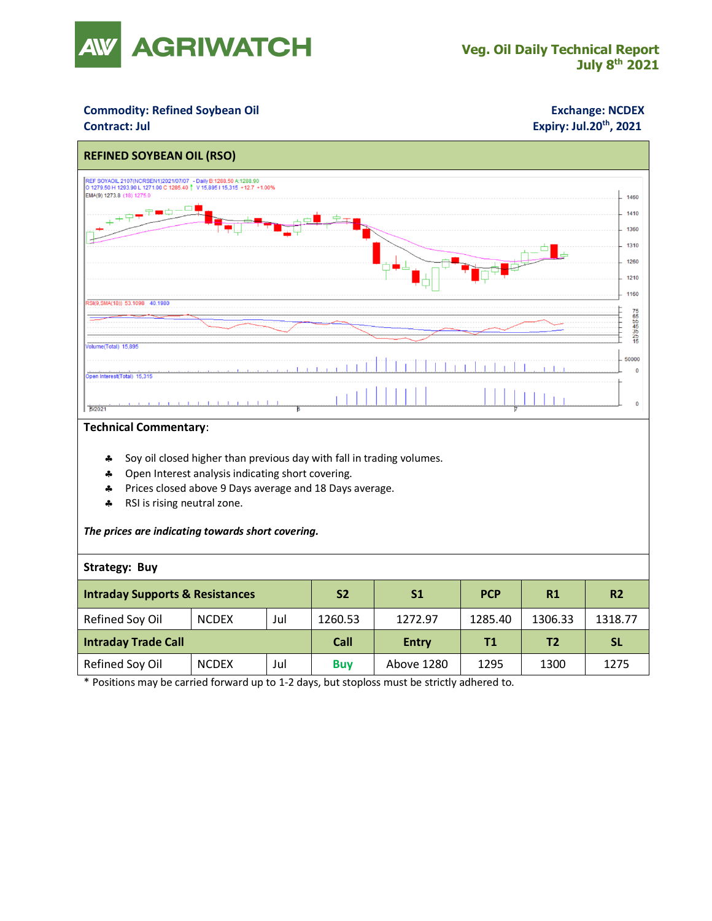# AGRIWATCH

**Veg. Oil Daily Technical Report**
**July 8th 2021**

**Commodity: Refined Soybean Oil**
**Contract: Jul**

**Exchange: NCDEX**
**Expiry: Jul.20th, 2021**

## REFINED SOYBEAN OIL (RSO)

**Technical Commentary**:

- Soy oil closed higher than previous day with fall in trading volumes.
- Open Interest analysis indicating short covering.
- Prices closed above 9 Days average and 18 Days average.
- RSI is rising neutral zone.

***The prices are indicating towards short covering.***

**Strategy: Buy**

| **Intraday Supports & Resistances** | | | **S2** | **S1** | **PCP** | **R1** | **R2** |
|---|---|---|---|---|---|---|---|
| Refined Soy Oil | NCDEX | Jul | 1260.53 | 1272.97 | 1285.40 | 1306.33 | 1318.77 |
| **Intraday Trade Call** | | | **Call** | **Entry** | **T1** | **T2** | **SL** |
| Refined Soy Oil | NCDEX | Jul | **Buy** | Above 1280 | 1295 | 1300 | 1275 |

* Positions may be carried forward up to 1-2 days, but stoploss must be strictly adhered to.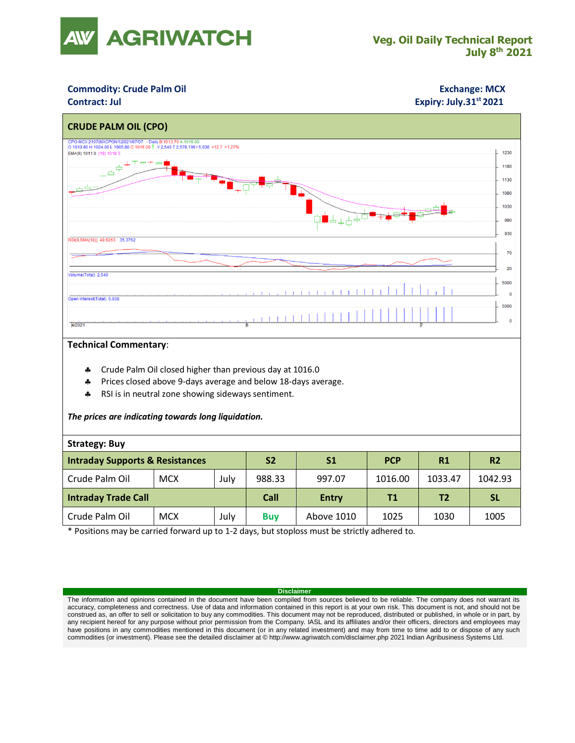# AGRIWATCH

**Veg. Oil Daily Technical Report**
**July 8th 2021**

**Commodity: Crude Palm Oil** **Exchange: MCX**
**Contract: Jul** **Expiry: July.31st 2021**

## CRUDE PALM OIL (CPO)

CPO-MCX 2107(MXCPON1)2021/07/07 - Daily B:1013.70 A:1016.00
O 1010.80 H 1024.00 L 1005.80 C 1016.00 V 2,540 T 2,578,199 I 5,038 +12.7 +1.27%
EMA(9) 1011.0 (18) 1018.3
1230
1180
1130
1080
1030
980
930
RSI(9,SMA(18)) 49.6263 35.3762
70
20
Volume(Total) 2,540
5000
0
Open Interest(Total) 5,038
5000
0
4/2021
6
7

**Technical Commentary**:

- Crude Palm Oil closed higher than previous day at 1016.0
- Prices closed above 9-days average and below 18-days average.
- RSI is in neutral zone showing sideways sentiment.

***The prices are indicating towards long liquidation.***

**Strategy: Buy**

| **Intraday Supports & Resistances** | | | **S2** | **S1** | **PCP** | **R1** | **R2** |
|---|---|---|---|---|---|---|---|
| Crude Palm Oil | MCX | July | 988.33 | 997.07 | 1016.00 | 1033.47 | 1042.93 |
| **Intraday Trade Call** | | | **Call** | **Entry** | **T1** | **T2** | **SL** |
| Crude Palm Oil | MCX | July | **Buy** | Above 1010 | 1025 | 1030 | 1005 |

\* Positions may be carried forward up to 1-2 days, but stoploss must be strictly adhered to.

**Disclaimer**

The information and opinions contained in the document have been compiled from sources believed to be reliable. The company does not warrant its accuracy, completeness and correctness. Use of data and information contained in this report is at your own risk. This document is not, and should not be construed as, an offer to sell or solicitation to buy any commodities. This document may not be reproduced, distributed or published, in whole or in part, by any recipient hereof for any purpose without prior permission from the Company. IASL and its affiliates and/or their officers, directors and employees may have positions in any commodities mentioned in this document (or in any related investment) and may from time to time add to or dispose of any such commodities (or investment). Please see the detailed disclaimer at © http://www.agriwatch.com/disclaimer.php 2021 Indian Agribusiness Systems Ltd.